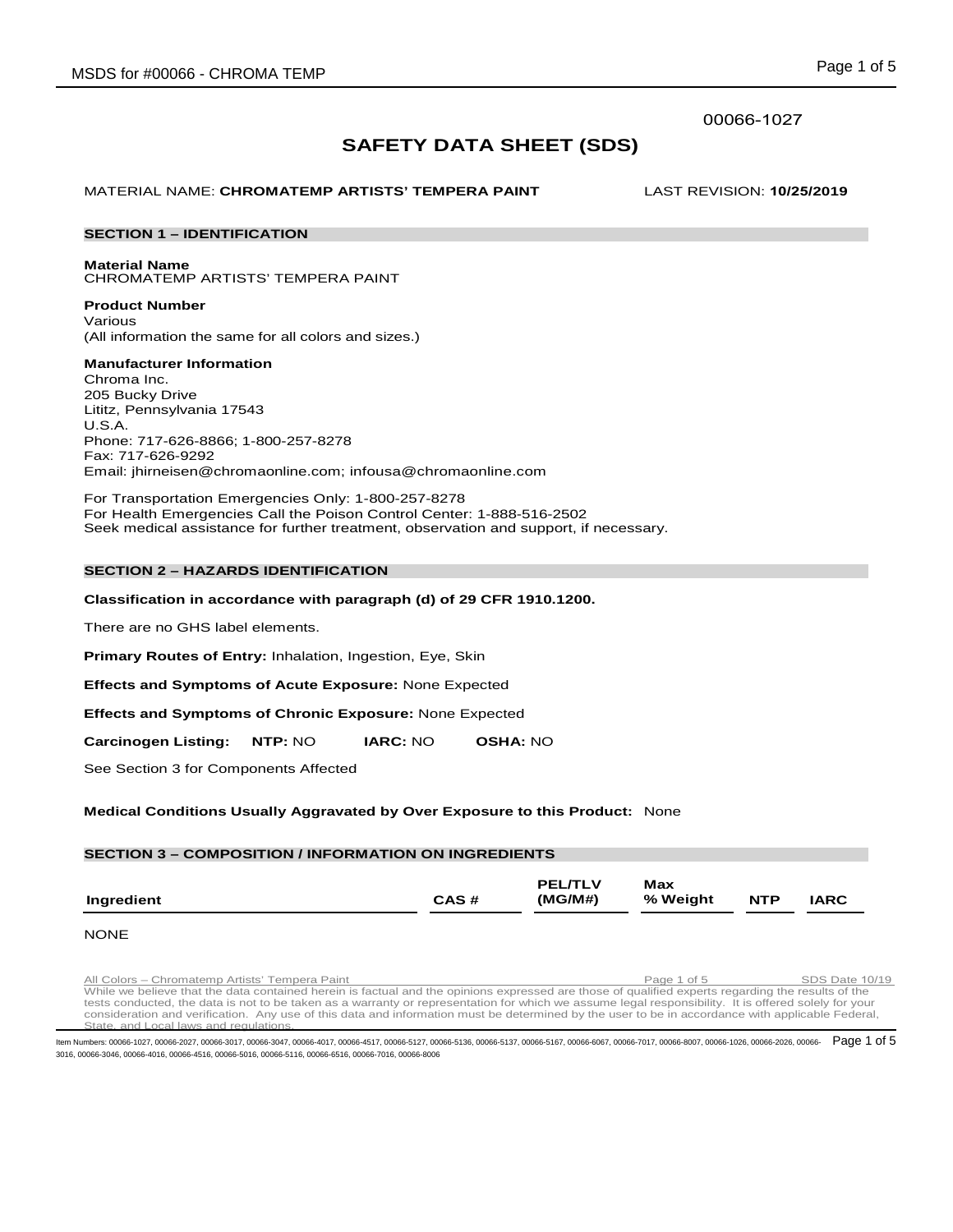00066-1027

# SAFETY DATA SHEET (SDS)

MATERIAL NAME: **CHROMATEMP ARTISTS' TEMPERA PAINT** LAST REVISION: **10/25/2019**

## SECTION 1 – IDENTIFICATION

**Material Name**
CHROMATEMP ARTISTS' TEMPERA PAINT

**Product Number**
Various
(All information the same for all colors and sizes.)

**Manufacturer Information**
Chroma Inc.
205 Bucky Drive
Lititz, Pennsylvania 17543
U.S.A.
Phone: 717-626-8866; 1-800-257-8278
Fax: 717-626-9292
Email: jhirneisen@chromaonline.com; infousa@chromaonline.com

For Transportation Emergencies Only: 1-800-257-8278
For Health Emergencies Call the Poison Control Center: 1-888-516-2502
Seek medical assistance for further treatment, observation and support, if necessary.

## SECTION 2 – HAZARDS IDENTIFICATION

**Classification in accordance with paragraph (d) of 29 CFR 1910.1200.**

There are no GHS label elements.

**Primary Routes of Entry:** Inhalation, Ingestion, Eye, Skin

**Effects and Symptoms of Acute Exposure:** None Expected

**Effects and Symptoms of Chronic Exposure:** None Expected

**Carcinogen Listing:** **NTP:** NO **IARC:** NO **OSHA:** NO

See Section 3 for Components Affected

**Medical Conditions Usually Aggravated by Over Exposure to this Product:** None

## SECTION 3 – COMPOSITION / INFORMATION ON INGREDIENTS

| Ingredient | CAS # | PEL/TLV (MG/M#) | Max % Weight | NTP | IARC |
|---|---|---|---|---|---|

NONE

All Colors – Chromatemp Artists' Tempera Paint SDS Date 10/19
While we believe that the data contained herein is factual and the opinions expressed are those of qualified experts regarding the results of the tests conducted, the data is not to be taken as a warranty or representation for which we assume legal responsibility. It is offered solely for your consideration and verification. Any use of this data and information must be determined by the user to be in accordance with applicable Federal, State, and Local laws and regulations.

Item Numbers: 00066-1027, 00066-2027, 00066-3017, 00066-3047, 00066-4017, 00066-4517, 00066-5127, 00066-5136, 00066-5137, 00066-5167, 00066-6067, 00066-7017, 00066-8007, 00066-1026, 00066-2026, 00066-3016, 00066-3046, 00066-4016, 00066-4516, 00066-5016, 00066-5116, 00066-6516, 00066-7016, 00066-8006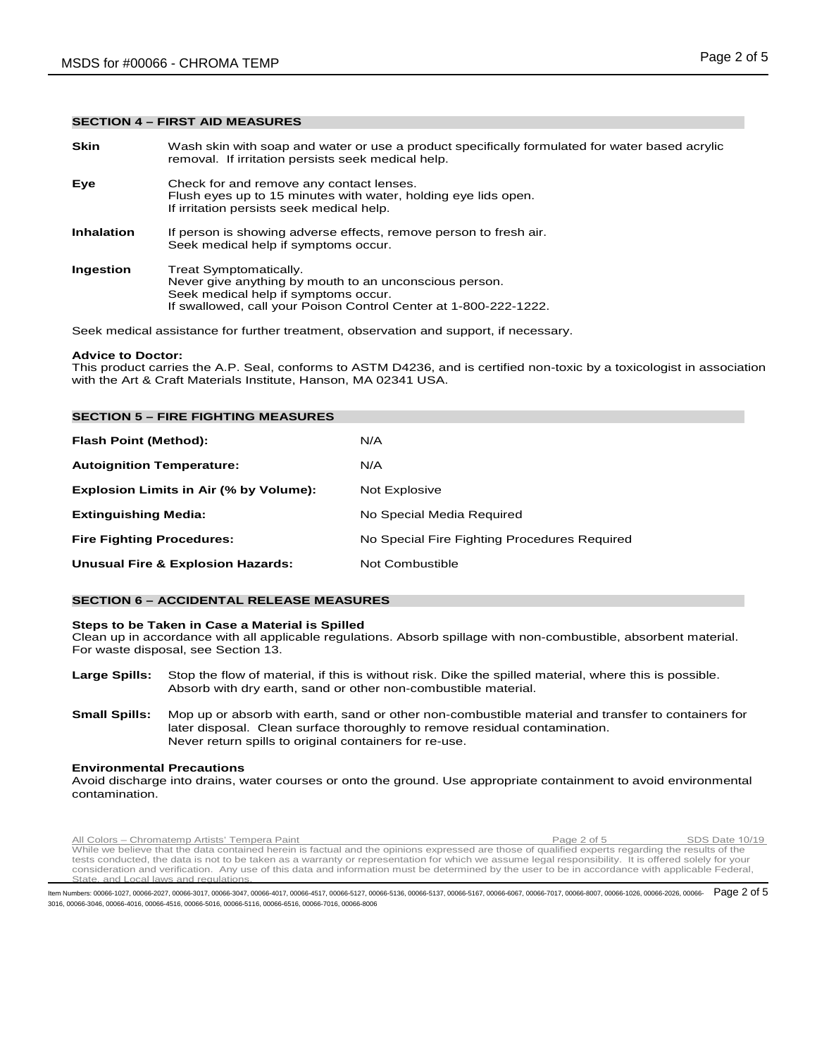## SECTION 4 – FIRST AID MEASURES

**Skin** Wash skin with soap and water or use a product specifically formulated for water based acrylic removal. If irritation persists seek medical help.

**Eye** Check for and remove any contact lenses.
Flush eyes up to 15 minutes with water, holding eye lids open.
If irritation persists seek medical help.

**Inhalation** If person is showing adverse effects, remove person to fresh air.
Seek medical help if symptoms occur.

**Ingestion** Treat Symptomatically.
Never give anything by mouth to an unconscious person.
Seek medical help if symptoms occur.
If swallowed, call your Poison Control Center at 1-800-222-1222.

Seek medical assistance for further treatment, observation and support, if necessary.

**Advice to Doctor:**
This product carries the A.P. Seal, conforms to ASTM D4236, and is certified non-toxic by a toxicologist in association with the Art & Craft Materials Institute, Hanson, MA 02341 USA.

## SECTION 5 – FIRE FIGHTING MEASURES

| | |
|---|---|
| **Flash Point (Method):** | N/A |
| **Autoignition Temperature:** | N/A |
| **Explosion Limits in Air (% by Volume):** | Not Explosive |
| **Extinguishing Media:** | No Special Media Required |
| **Fire Fighting Procedures:** | No Special Fire Fighting Procedures Required |
| **Unusual Fire & Explosion Hazards:** | Not Combustible |

## SECTION 6 – ACCIDENTAL RELEASE MEASURES

**Steps to be Taken in Case a Material is Spilled**
Clean up in accordance with all applicable regulations. Absorb spillage with non-combustible, absorbent material. For waste disposal, see Section 13.

**Large Spills:** Stop the flow of material, if this is without risk. Dike the spilled material, where this is possible. Absorb with dry earth, sand or other non-combustible material.

**Small Spills:** Mop up or absorb with earth, sand or other non-combustible material and transfer to containers for later disposal. Clean surface thoroughly to remove residual contamination.
Never return spills to original containers for re-use.

**Environmental Precautions**
Avoid discharge into drains, water courses or onto the ground. Use appropriate containment to avoid environmental contamination.

All Colors – Chromatemp Artists' Tempera Paint SDS Date 10/19

While we believe that the data contained herein is factual and the opinions expressed are those of qualified experts regarding the results of the tests conducted, the data is not to be taken as a warranty or representation for which we assume legal responsibility. It is offered solely for your consideration and verification. Any use of this data and information must be determined by the user to be in accordance with applicable Federal, State, and Local laws and regulations.

Item Numbers: 00066-1027, 00066-2027, 00066-3017, 00066-3047, 00066-4017, 00066-4517, 00066-5127, 00066-5136, 00066-5137, 00066-5167, 00066-6067, 00066-7017, 00066-8007, 00066-1026, 00066-2026, 00066-3016, 00066-3046, 00066-4016, 00066-4516, 00066-5016, 00066-5116, 00066-6516, 00066-7016, 00066-8006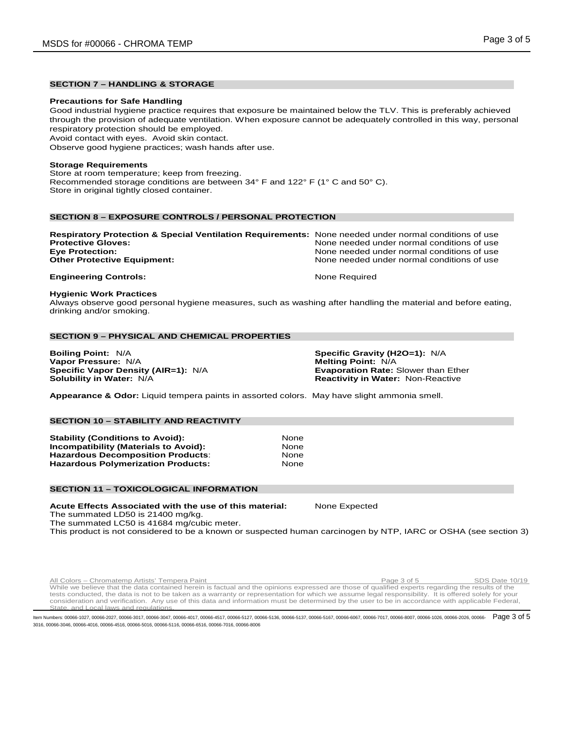## SECTION 7 – HANDLING & STORAGE

**Precautions for Safe Handling**

Good industrial hygiene practice requires that exposure be maintained below the TLV. This is preferably achieved through the provision of adequate ventilation. When exposure cannot be adequately controlled in this way, personal respiratory protection should be employed.
Avoid contact with eyes. Avoid skin contact.
Observe good hygiene practices; wash hands after use.

**Storage Requirements**

Store at room temperature; keep from freezing.
Recommended storage conditions are between 34° F and 122° F (1° C and 50° C).
Store in original tightly closed container.

## SECTION 8 – EXPOSURE CONTROLS / PERSONAL PROTECTION

**Respiratory Protection & Special Ventilation Requirements:** None needed under normal conditions of use
**Protective Gloves:** None needed under normal conditions of use
**Eye Protection:** None needed under normal conditions of use
**Other Protective Equipment:** None needed under normal conditions of use

**Engineering Controls:** None Required

**Hygienic Work Practices**

Always observe good personal hygiene measures, such as washing after handling the material and before eating, drinking and/or smoking.

## SECTION 9 – PHYSICAL AND CHEMICAL PROPERTIES

**Boiling Point:** N/A
**Vapor Pressure:** N/A
**Specific Vapor Density (AIR=1):** N/A
**Solubility in Water:** N/A
**Specific Gravity (H2O=1):** N/A
**Melting Point:** N/A
**Evaporation Rate:** Slower than Ether
**Reactivity in Water:** Non-Reactive

**Appearance & Odor:** Liquid tempera paints in assorted colors. May have slight ammonia smell.

## SECTION 10 – STABILITY AND REACTIVITY

**Stability (Conditions to Avoid):** None
**Incompatibility (Materials to Avoid):** None
**Hazardous Decomposition Products**: None
**Hazardous Polymerization Products:** None

## SECTION 11 – TOXICOLOGICAL INFORMATION

**Acute Effects Associated with the use of this material:** None Expected
The summated LD50 is 21400 mg/kg.
The summated LC50 is 41684 mg/cubic meter.
This product is not considered to be a known or suspected human carcinogen by NTP, IARC or OSHA (see section 3)

All Colors – Chromatemp Artists' Tempera Paint SDS Date 10/19

While we believe that the data contained herein is factual and the opinions expressed are those of qualified experts regarding the results of the tests conducted, the data is not to be taken as a warranty or representation for which we assume legal responsibility. It is offered solely for your consideration and verification. Any use of this data and information must be determined by the user to be in accordance with applicable Federal, State, and Local laws and regulations.

Item Numbers: 00066-1027, 00066-2027, 00066-3017, 00066-3047, 00066-4017, 00066-4517, 00066-5127, 00066-5136, 00066-5137, 00066-5167, 00066-6067, 00066-7017, 00066-8007, 00066-1026, 00066-2026, 00066-3016, 00066-3046, 00066-4016, 00066-4516, 00066-5016, 00066-5116, 00066-6516, 00066-7016, 00066-8006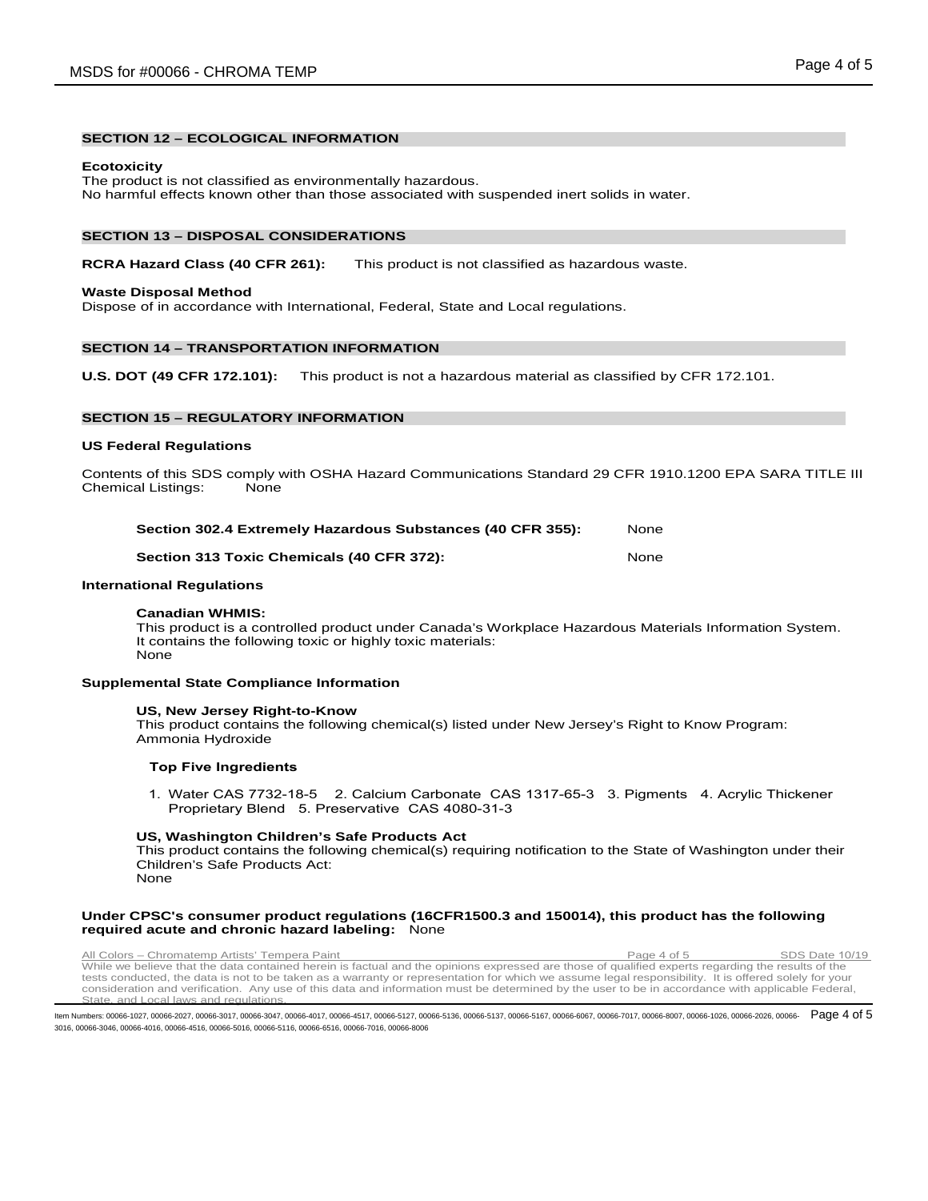## SECTION 12 – ECOLOGICAL INFORMATION

**Ecotoxicity**
The product is not classified as environmentally hazardous.
No harmful effects known other than those associated with suspended inert solids in water.

## SECTION 13 – DISPOSAL CONSIDERATIONS

**RCRA Hazard Class (40 CFR 261):** This product is not classified as hazardous waste.

**Waste Disposal Method**
Dispose of in accordance with International, Federal, State and Local regulations.

## SECTION 14 – TRANSPORTATION INFORMATION

**U.S. DOT (49 CFR 172.101):** This product is not a hazardous material as classified by CFR 172.101.

## SECTION 15 – REGULATORY INFORMATION

**US Federal Regulations**

Contents of this SDS comply with OSHA Hazard Communications Standard 29 CFR 1910.1200 EPA SARA TITLE III Chemical Listings: None

**Section 302.4 Extremely Hazardous Substances (40 CFR 355):** None

**Section 313 Toxic Chemicals (40 CFR 372):** None

**International Regulations**

**Canadian WHMIS:**
This product is a controlled product under Canada's Workplace Hazardous Materials Information System. It contains the following toxic or highly toxic materials:
None

**Supplemental State Compliance Information**

**US, New Jersey Right-to-Know**
This product contains the following chemical(s) listed under New Jersey's Right to Know Program:
Ammonia Hydroxide

**Top Five Ingredients**

1. Water CAS 7732-18-5 2. Calcium Carbonate CAS 1317-65-3 3. Pigments 4. Acrylic Thickener Proprietary Blend 5. Preservative CAS 4080-31-3

**US, Washington Children's Safe Products Act**
This product contains the following chemical(s) requiring notification to the State of Washington under their Children's Safe Products Act:
None

**Under CPSC's consumer product regulations (16CFR1500.3 and 150014), this product has the following required acute and chronic hazard labeling:** None

All Colors – Chromatemp Artists' Tempera Paint SDS Date 10/19

While we believe that the data contained herein is factual and the opinions expressed are those of qualified experts regarding the results of the tests conducted, the data is not to be taken as a warranty or representation for which we assume legal responsibility. It is offered solely for your consideration and verification. Any use of this data and information must be determined by the user to be in accordance with applicable Federal, State, and Local laws and regulations.

Item Numbers: 00066-1027, 00066-2027, 00066-3017, 00066-3047, 00066-4017, 00066-4517, 00066-5127, 00066-5136, 00066-5137, 00066-5167, 00066-6067, 00066-7017, 00066-8007, 00066-1026, 00066-2026, 00066-3016, 00066-3046, 00066-4016, 00066-4516, 00066-5016, 00066-5116, 00066-6516, 00066-7016, 00066-8006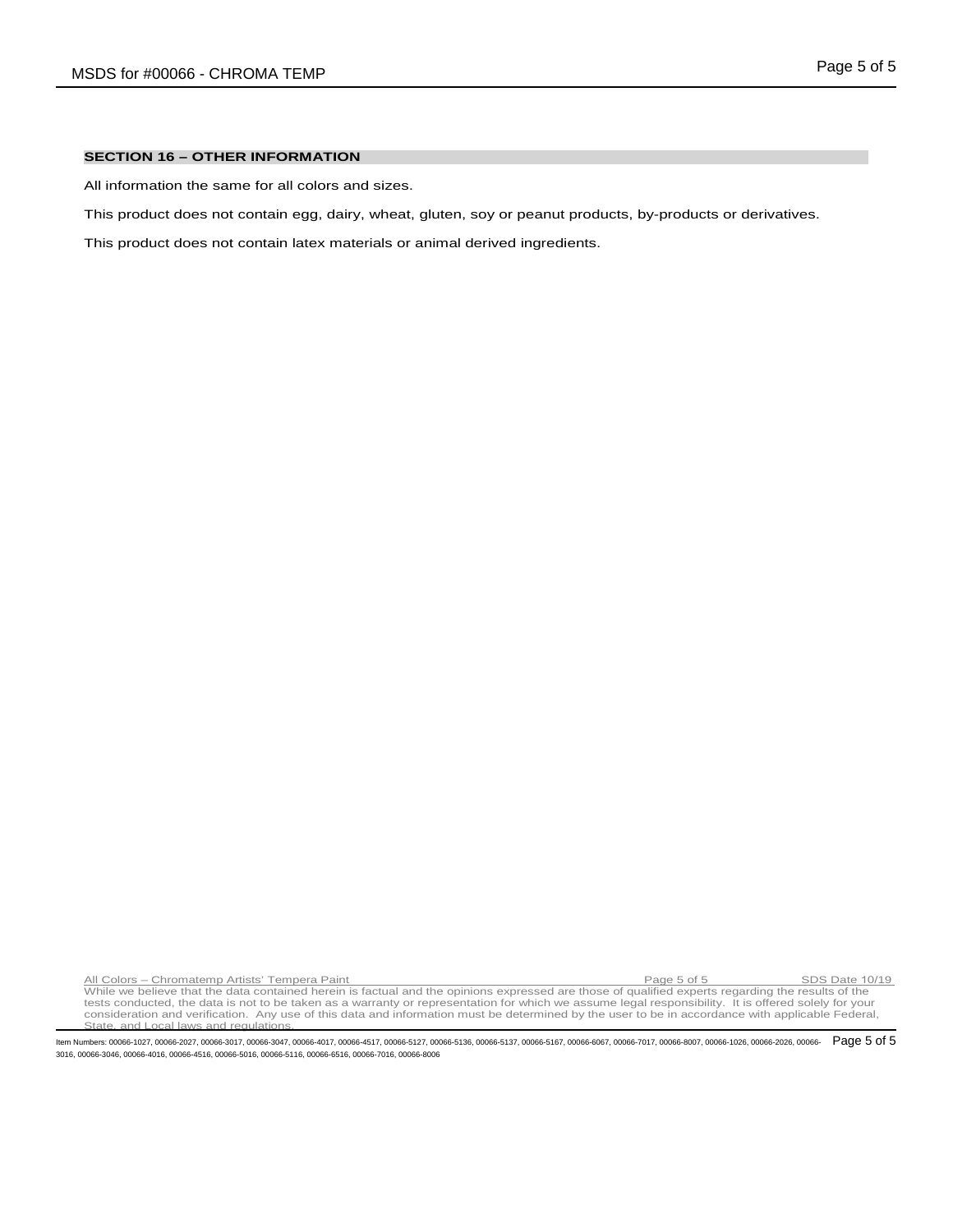## SECTION 16 – OTHER INFORMATION

All information the same for all colors and sizes.

This product does not contain egg, dairy, wheat, gluten, soy or peanut products, by-products or derivatives.

This product does not contain latex materials or animal derived ingredients.

All Colors – Chromatemp Artists' Tempera Paint SDS Date 10/19

While we believe that the data contained herein is factual and the opinions expressed are those of qualified experts regarding the results of the tests conducted, the data is not to be taken as a warranty or representation for which we assume legal responsibility. It is offered solely for your consideration and verification. Any use of this data and information must be determined by the user to be in accordance with applicable Federal, State, and Local laws and regulations.

Item Numbers: 00066-1027, 00066-2027, 00066-3017, 00066-3047, 00066-4017, 00066-4517, 00066-5127, 00066-5136, 00066-5137, 00066-5167, 00066-6067, 00066-7017, 00066-8007, 00066-1026, 00066-2026, 00066-3016, 00066-3046, 00066-4016, 00066-4516, 00066-5016, 00066-5116, 00066-6516, 00066-7016, 00066-8006